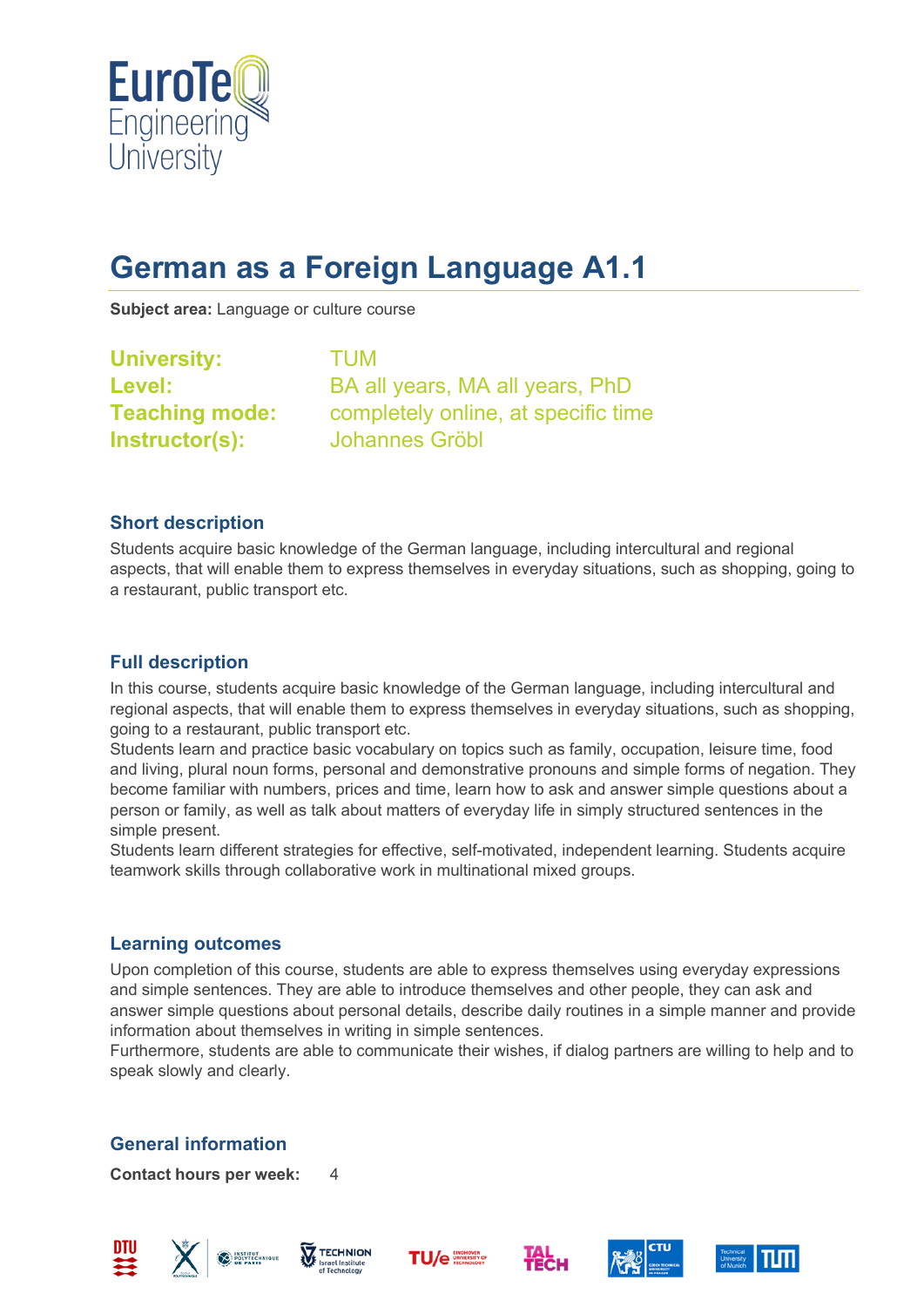# German as a Foreign Language A1.1

**Subject area:** Language or culture course

**University:** TUM
**Level:** BA all years, MA all years, PhD
**Teaching mode:** completely online, at specific time
**Instructor(s):** Johannes Gröbl

## Short description

Students acquire basic knowledge of the German language, including intercultural and regional aspects, that will enable them to express themselves in everyday situations, such as shopping, going to a restaurant, public transport etc.

## Full description

In this course, students acquire basic knowledge of the German language, including intercultural and regional aspects, that will enable them to express themselves in everyday situations, such as shopping, going to a restaurant, public transport etc.
Students learn and practice basic vocabulary on topics such as family, occupation, leisure time, food and living, plural noun forms, personal and demonstrative pronouns and simple forms of negation. They become familiar with numbers, prices and time, learn how to ask and answer simple questions about a person or family, as well as talk about matters of everyday life in simply structured sentences in the simple present.
Students learn different strategies for effective, self-motivated, independent learning. Students acquire teamwork skills through collaborative work in multinational mixed groups.

## Learning outcomes

Upon completion of this course, students are able to express themselves using everyday expressions and simple sentences. They are able to introduce themselves and other people, they can ask and answer simple questions about personal details, describe daily routines in a simple manner and provide information about themselves in writing in simple sentences.
Furthermore, students are able to communicate their wishes, if dialog partners are willing to help and to speak slowly and clearly.

## General information

**Contact hours per week:** 4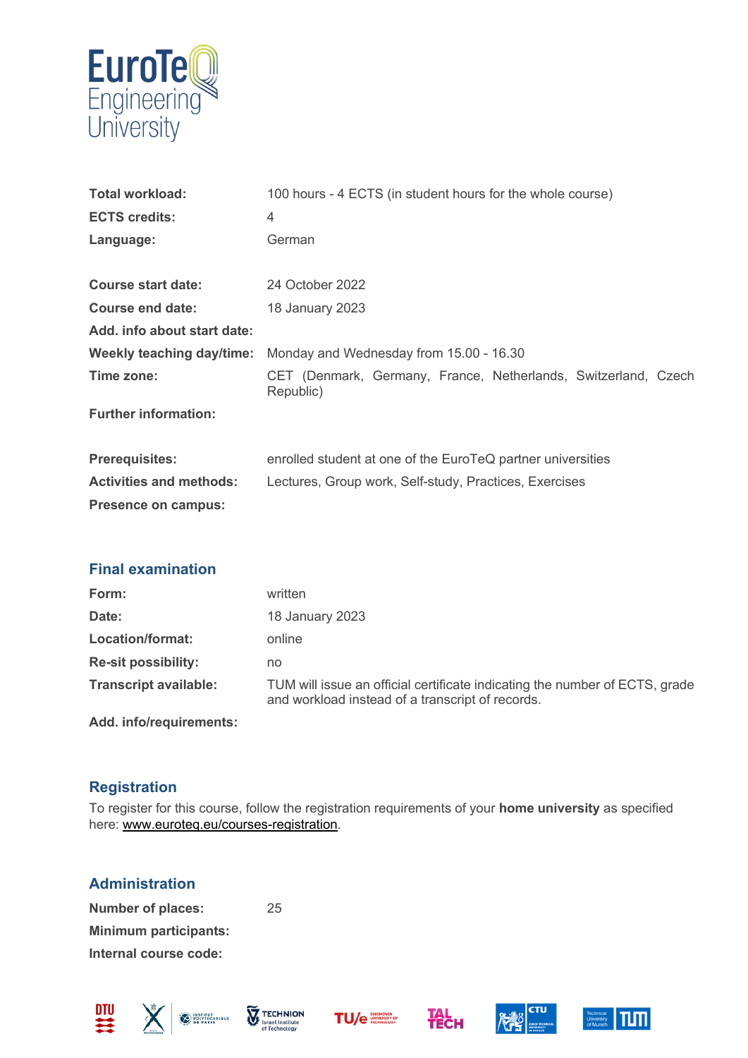| | |
|---|---|
| **Total workload:** | 100 hours - 4 ECTS (in student hours for the whole course) |
| **ECTS credits:** | 4 |
| **Language:** | German |
| | |
| **Course start date:** | 24 October 2022 |
| **Course end date:** | 18 January 2023 |
| **Add. info about start date:** | |
| **Weekly teaching day/time:** | Monday and Wednesday from 15.00 - 16.30 |
| **Time zone:** | CET (Denmark, Germany, France, Netherlands, Switzerland, Czech Republic) |
| **Further information:** | |
| | |
| **Prerequisites:** | enrolled student at one of the EuroTeQ partner universities |
| **Activities and methods:** | Lectures, Group work, Self-study, Practices, Exercises |
| **Presence on campus:** | |

## Final examination

| | |
|---|---|
| **Form:** | written |
| **Date:** | 18 January 2023 |
| **Location/format:** | online |
| **Re-sit possibility:** | no |
| **Transcript available:** | TUM will issue an official certificate indicating the number of ECTS, grade and workload instead of a transcript of records. |
| **Add. info/requirements:** | |

## Registration

To register for this course, follow the registration requirements of your **home university** as specified here: www.euroteq.eu/courses-registration.

## Administration

| | |
|---|---|
| **Number of places:** | 25 |
| **Minimum participants:** | |
| **Internal course code:** | |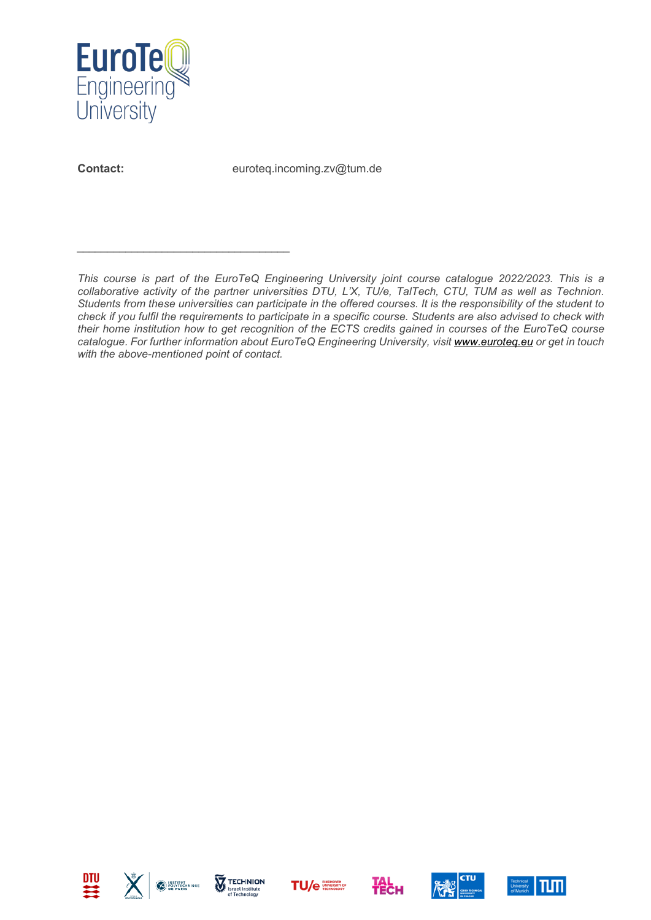**Contact:** euroteq.incoming.zv@tum.de

___________________________________

*This course is part of the EuroTeQ Engineering University joint course catalogue 2022/2023. This is a collaborative activity of the partner universities DTU, L'X, TU/e, TalTech, CTU, TUM as well as Technion. Students from these universities can participate in the offered courses. It is the responsibility of the student to check if you fulfil the requirements to participate in a specific course. Students are also advised to check with their home institution how to get recognition of the ECTS credits gained in courses of the EuroTeQ course catalogue. For further information about EuroTeQ Engineering University, visit [www.euroteq.eu](http://www.euroteq.eu) or get in touch with the above-mentioned point of contact.*